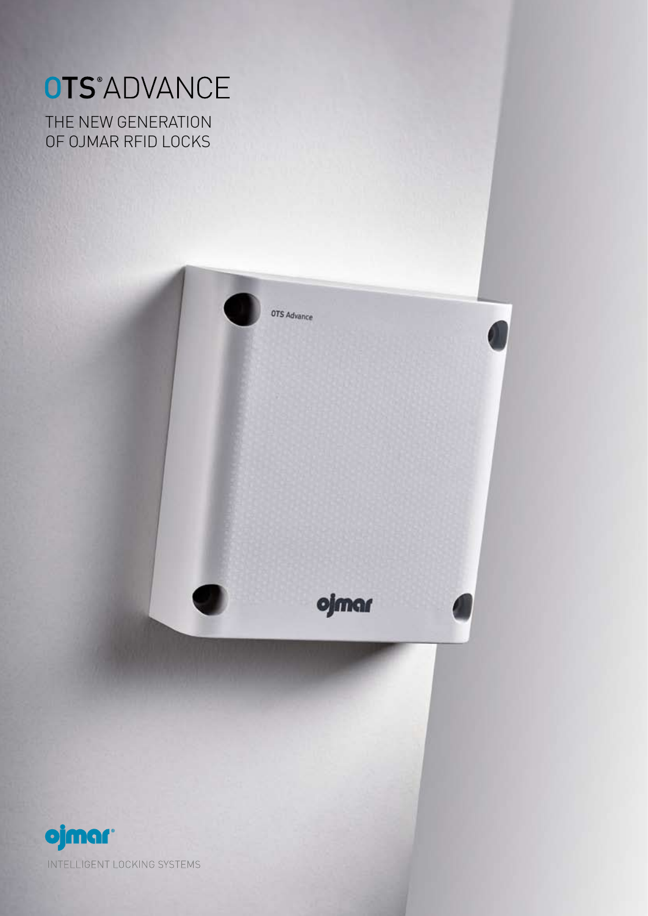# OTS® ADVANCE

THE NEW GENERATION OF OJMAR RFID LOCKS

ojmar®

INTELLIGENT LOCKING SYSTEMS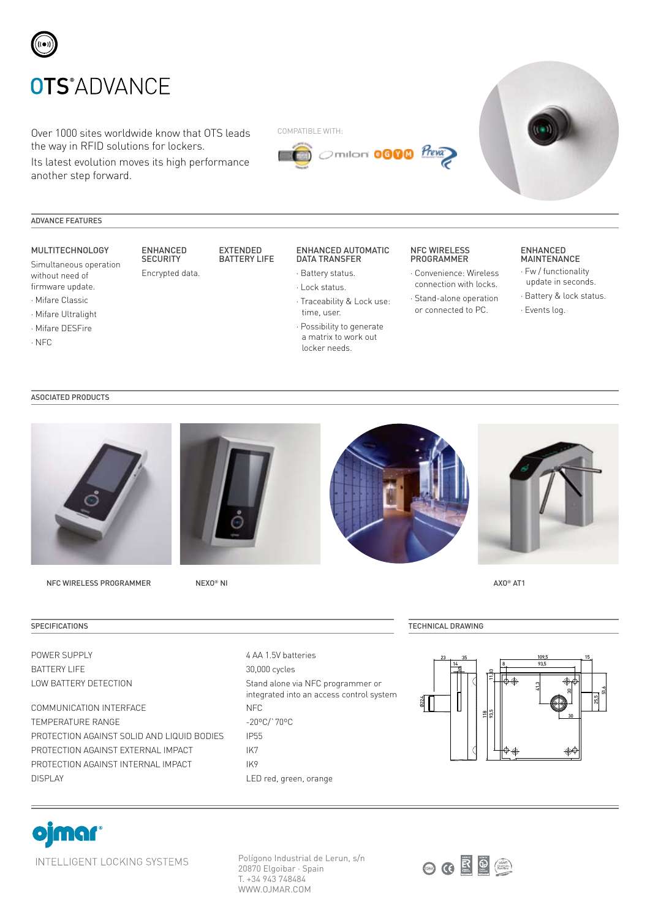# OTS® ADVANCE

Over 1000 sites worldwide know that OTS leads the way in RFID solutions for lockers.

Its latest evolution moves its high performance another step forward.

COMPATIBLE WITH:

## ADVANCE FEATURES

### MULTITECHNOLOGY

Simultaneous operation without need of firmware update.

- Mifare Classic
- Mifare Ultralight
- Mifare DESFire
- NFC

### ENHANCED SECURITY

Encrypted data.

### EXTENDED BATTERY LIFE

### ENHANCED AUTOMATIC DATA TRANSFER

- Battery status.
- Lock status.
- Traceability & Lock use: time, user.
- Possibility to generate a matrix to work out locker needs.

### NFC WIRELESS PROGRAMMER

- Convenience: Wireless connection with locks.
- Stand-alone operation or connected to PC.

### ENHANCED MAINTENANCE

- Fw / functionality update in seconds.
- Battery & lock status.
- Events log.

## ASOCIATED PRODUCTS

NFC WIRELESS PROGRAMMER

NEXO® NI

AXO® AT1

## SPECIFICATIONS

| | |
|---|---|
| POWER SUPPLY | 4 AA 1.5V batteries |
| BATTERY LIFE | 30,000 cycles |
| LOW BATTERY DETECTION | Stand alone via NFC programmer or integrated into an access control system |
| COMMUNICATION INTERFACE | NFC |
| TEMPERATURE RANGE | -20ºC/`70ºC |
| PROTECTION AGAINST SOLID AND LIQUID BODIES | IP55 |
| PROTECTION AGAINST EXTERNAL IMPACT | IK7 |
| PROTECTION AGAINST INTERNAL IMPACT | IK9 |
| DISPLAY | LED red, green, orange |

## TECHNICAL DRAWING

23 35 14 5 Ø22,4 11,3 118 93,5 8 109,5 93,5 15 41,3 30 30 25,5 51,6

ojmar®

INTELLIGENT LOCKING SYSTEMS

Polígono Industrial de Lerun, s/n
20870 Elgoibar · Spain
T. +34 943 748484
WWW.OJMAR.COM